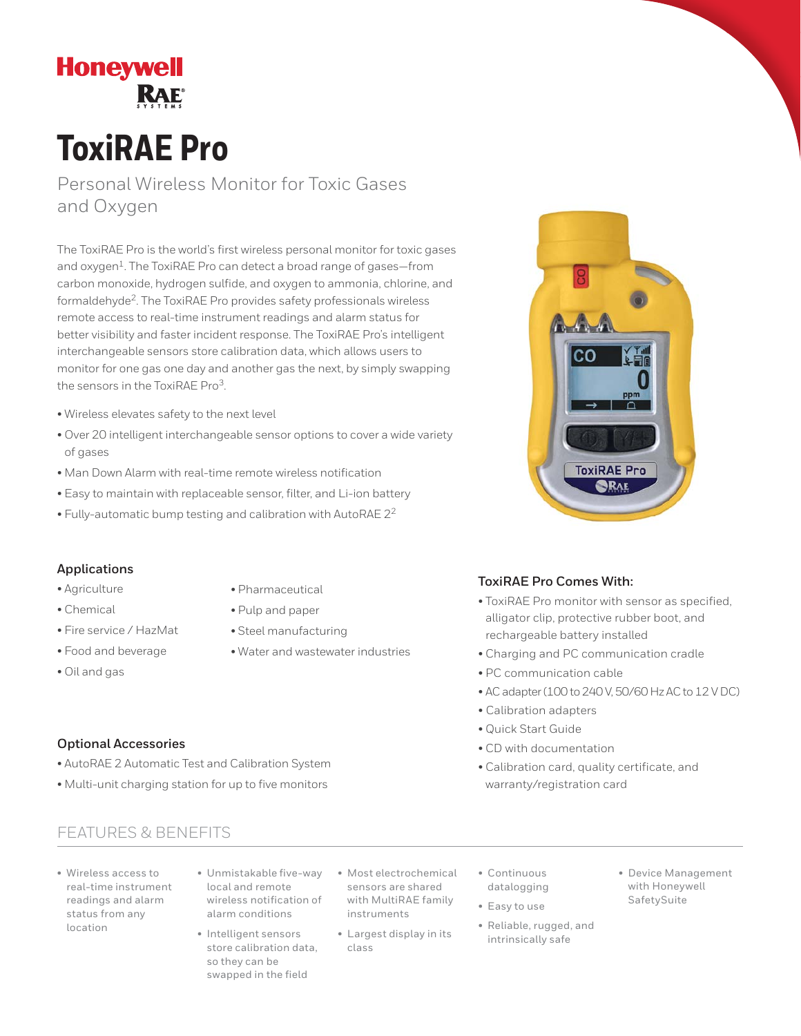Honeywell RAE SYSTEMS

# ToxiRAE Pro

## Personal Wireless Monitor for Toxic Gases and Oxygen

The ToxiRAE Pro is the world's first wireless personal monitor for toxic gases and oxygen[1]. The ToxiRAE Pro can detect a broad range of gases—from carbon monoxide, hydrogen sulfide, and oxygen to ammonia, chlorine, and formaldehyde[2]. The ToxiRAE Pro provides safety professionals wireless remote access to real-time instrument readings and alarm status for better visibility and faster incident response. The ToxiRAE Pro's intelligent interchangeable sensors store calibration data, which allows users to monitor for one gas one day and another gas the next, by simply swapping the sensors in the ToxiRAE Pro[3].

- Wireless elevates safety to the next level
- Over 20 intelligent interchangeable sensor options to cover a wide variety of gases
- Man Down Alarm with real-time remote wireless notification
- Easy to maintain with replaceable sensor, filter, and Li-ion battery
- Fully-automatic bump testing and calibration with AutoRAE 2[2]

### Applications

- Agriculture
- Chemical
- Fire service / HazMat
- Food and beverage
- Oil and gas
- Pharmaceutical
- Pulp and paper
- Steel manufacturing
- Water and wastewater industries

### Optional Accessories

- AutoRAE 2 Automatic Test and Calibration System
- Multi-unit charging station for up to five monitors

### ToxiRAE Pro Comes With:

- ToxiRAE Pro monitor with sensor as specified, alligator clip, protective rubber boot, and rechargeable battery installed
- Charging and PC communication cradle
- PC communication cable
- AC adapter (100 to 240 V, 50/60 Hz AC to 12 V DC)
- Calibration adapters
- Quick Start Guide
- CD with documentation
- Calibration card, quality certificate, and warranty/registration card

## FEATURES & BENEFITS

- Wireless access to real-time instrument readings and alarm status from any location
- Unmistakable five-way local and remote wireless notification of alarm conditions
- Intelligent sensors store calibration data, so they can be swapped in the field
- Most electrochemical sensors are shared with MultiRAE family instruments
- Largest display in its class
- Continuous datalogging
- Easy to use
- Reliable, rugged, and intrinsically safe
- Device Management with Honeywell SafetySuite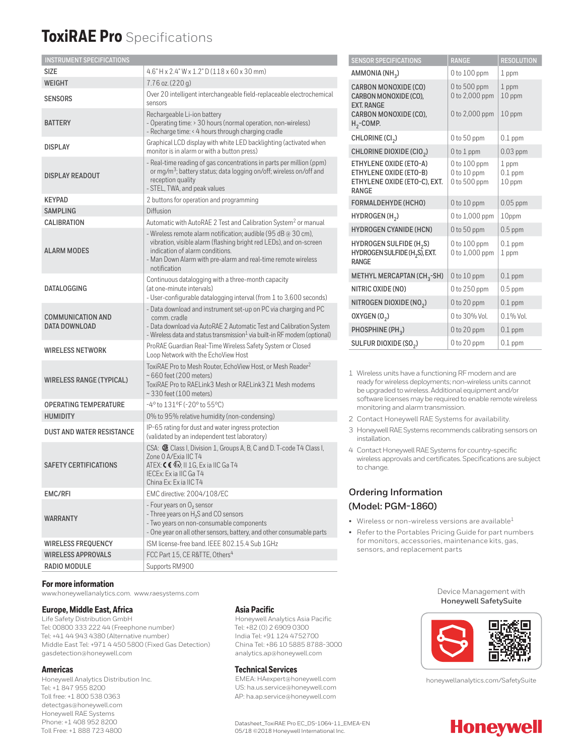# ToxiRAE Pro Specifications

| INSTRUMENT SPECIFICATIONS | |
|---|---|
| SIZE | 4.6" H x 2.4" W x 1.2" D (118 x 60 x 30 mm) |
| WEIGHT | 7.76 oz. (220 g) |
| SENSORS | Over 20 intelligent interchangeable field-replaceable electrochemical sensors |
| BATTERY | Rechargeable Li-ion battery<br>- Operating time: > 30 hours (normal operation, non-wireless)<br>- Recharge time: < 4 hours through charging cradle |
| DISPLAY | Graphical LCD display with white LED backlighting (activated when monitor is in alarm or with a button press) |
| DISPLAY READOUT | - Real-time reading of gas concentrations in parts per million (ppm) or mg/$m^3$; battery status; data logging on/off; wireless on/off and reception quality<br>- STEL, TWA, and peak values |
| KEYPAD | 2 buttons for operation and programming |
| SAMPLING | Diffusion |
| CALIBRATION | Automatic with AutoRAE 2 Test and Calibration System[2] or manual |
| ALARM MODES | - Wireless remote alarm notification; audible (95 dB @ 30 cm), vibration, visible alarm (flashing bright red LEDs), and on-screen indication of alarm conditions.<br>- Man Down Alarm with pre-alarm and real-time remote wireless notification |
| DATALOGGING | Continuous datalogging with a three-month capacity (at one-minute intervals)<br>- User-configurable datalogging interval (from 1 to 3,600 seconds) |
| COMMUNICATION AND DATA DOWNLOAD | - Data download and instrument set-up on PC via charging and PC comm. cradle<br>- Data download via AutoRAE 2 Automatic Test and Calibration System<br>- Wireless data and status transmission[1] via built-in RF modem (optional) |
| WIRELESS NETWORK | ProRAE Guardian Real-Time Wireless Safety System or Closed Loop Network with the EchoView Host |
| WIRELESS RANGE (TYPICAL) | ToxiRAE Pro to Mesh Router, EchoView Host, or Mesh Reader[2]<br>~660 feet (200 meters)<br>ToxiRAE Pro to RAELink3 Mesh or RAELink3 Z1 Mesh modems<br>~330 feet (100 meters) |
| OPERATING TEMPERATURE | -4° to 131°F (-20° to 55°C) |
| HUMIDITY | 0% to 95% relative humidity (non-condensing) |
| DUST AND WATER RESISTANCE | IP-65 rating for dust and water ingress protection (validated by an independent test laboratory) |
| SAFETY CERTIFICATIONS | CSA: Class I, Division 1, Groups A, B, C and D. T-code T4 Class I, Zone 0 A/Exia IIC T4<br>ATEX: CE Ex II 1G, Ex ia IIC Ga T4<br>IECEx: Ex ia IIC Ga T4<br>China Ex: Ex ia IIC T4 |
| EMC/RFI | EMC directive: 2004/108/EC |
| WARRANTY | - Four years on $O_2$ sensor<br>- Three years on $H_2S$ and CO sensors<br>- Two years on non-consumable components<br>- One year on all other sensors, battery, and other consumable parts |
| WIRELESS FREQUENCY | ISM license-free band. IEEE 802.15.4 Sub 1GHz |
| WIRELESS APPROVALS | FCC Part 15, CE R&TTE, Others[4] |
| RADIO MODULE | Supports RM900 |

| SENSOR SPECIFICATIONS | RANGE | RESOLUTION |
|---|---|---|
| AMMONIA ($NH_3$) | 0 to 100 ppm | 1 ppm |
| CARBON MONOXIDE (CO) | 0 to 500 ppm | 1 ppm |
| CARBON MONOXIDE (CO), EXT. RANGE | 0 to 2,000 ppm | 10 ppm |
| CARBON MONOXIDE (CO), $H_2$-COMP. | 0 to 2,000 ppm | 10 ppm |
| CHLORINE ($Cl_2$) | 0 to 50 ppm | 0.1 ppm |
| CHLORINE DIOXIDE ($ClO_2$) | 0 to 1 ppm | 0.03 ppm |
| ETHYLENE OXIDE (ETO-A) | 0 to 100 ppm | 1 ppm |
| ETHYLENE OXIDE (ETO-B) | 0 to 10 ppm | 0.1 ppm |
| ETHYLENE OXIDE (ETO-C), EXT. RANGE | 0 to 500 ppm | 10 ppm |
| FORMALDEHYDE (HCHO) | 0 to 10 ppm | 0.05 ppm |
| HYDROGEN ($H_2$) | 0 to 1,000 ppm | 10ppm |
| HYDROGEN CYANIDE (HCN) | 0 to 50 ppm | 0.5 ppm |
| HYDROGEN SULFIDE ($H_2S$) | 0 to 100 ppm | 0.1 ppm |
| HYDROGEN SULFIDE ($H_2S$), EXT. RANGE | 0 to 1,000 ppm | 1 ppm |
| METHYL MERCAPTAN ($CH_3$-SH) | 0 to 10 ppm | 0.1 ppm |
| NITRIC OXIDE (NO) | 0 to 250 ppm | 0.5 ppm |
| NITROGEN DIOXIDE ($NO_2$) | 0 to 20 ppm | 0.1 ppm |
| OXYGEN ($O_2$) | 0 to 30% Vol. | 0.1% Vol. |
| PHOSPHINE ($PH_3$) | 0 to 20 ppm | 0.1 ppm |
| SULFUR DIOXIDE ($SO_2$) | 0 to 20 ppm | 0.1 ppm |

1. Wireless units have a functioning RF modem and are ready for wireless deployments; non-wireless units cannot be upgraded to wireless. Additional equipment and/or software licenses may be required to enable remote wireless monitoring and alarm transmission.
2. Contact Honeywell RAE Systems for availability.
3. Honeywell RAE Systems recommends calibrating sensors on installation.
4. Contact Honeywell RAE Systems for country-specific wireless approvals and certificates. Specifications are subject to change.

## Ordering Information (Model: PGM-1860)

- Wireless or non-wireless versions are available[1]
- Refer to the Portables Pricing Guide for part numbers for monitors, accessories, maintenance kits, gas, sensors, and replacement parts

### For more information

www.honeywellanalytics.com. www.raesystems.com

### Europe, Middle East, Africa

Life Safety Distribution GmbH
Tel: 00800 333 222 44 (Freephone number)
Tel: +41 44 943 4380 (Alternative number)
Middle East Tel: +971 4 450 5800 (Fixed Gas Detection)
gasdetection@honeywell.com

### Americas

Honeywell Analytics Distribution Inc.
Tel: +1 847 955 8200
Toll free: +1 800 538 0363
detectgas@honeywell.com
Honeywell RAE Systems
Phone: +1 408 952 8200
Toll Free: +1 888 723 4800

### Asia Pacific

Honeywell Analytics Asia Pacific
Tel: +82 (0) 2 6909 0300
India Tel: +91 124 4752700
China Tel: +86 10 5885 8788-3000
analytics.ap@honeywell.com

### Technical Services

EMEA: HAexpert@honeywell.com
US: ha.us.service@honeywell.com
AP: ha.ap.service@honeywell.com

Device Management with **Honeywell SafetySuite**

honeywellanalytics.com/SafetySuite

Datasheet_ToxiRAE Pro EC_DS-1064-11_EMEA-EN
05/18 ©2018 Honeywell International Inc.

Honeywell